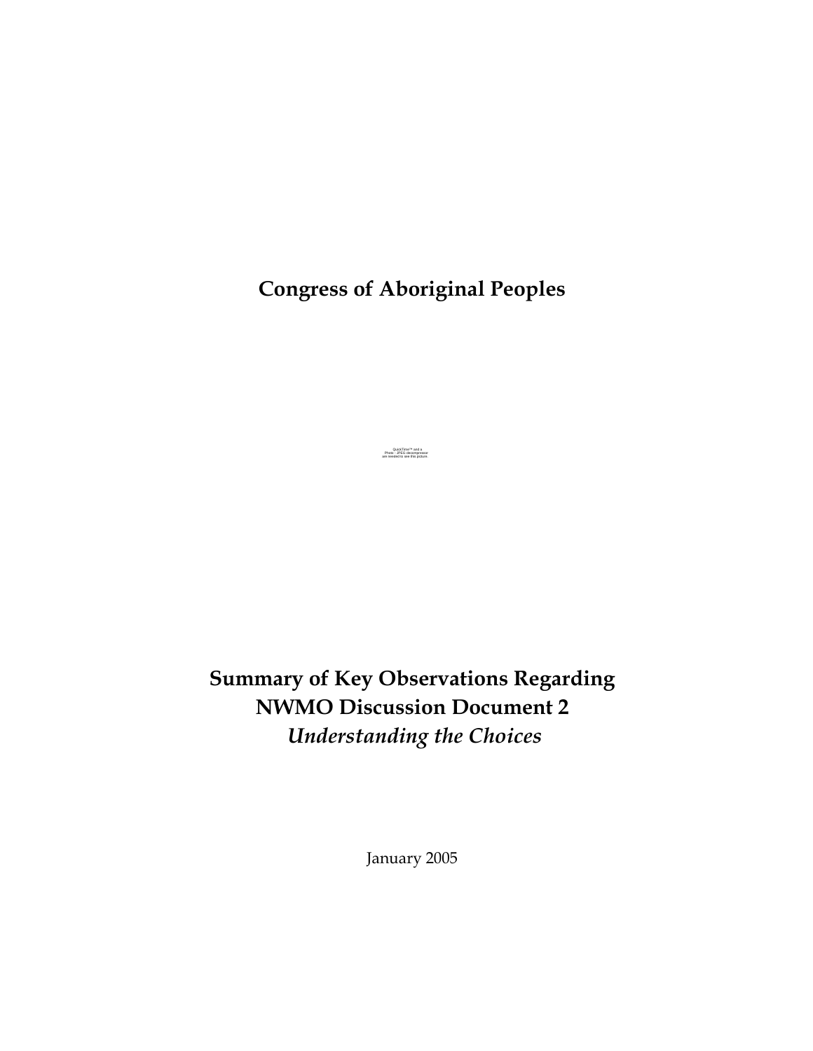# Congress of Aboriginal Peoples

QuickTime™ and a
Photo - JPEG decompressor
are needed to see this picture.

# Summary of Key Observations Regarding NWMO Discussion Document 2 *Understanding the Choices*

January 2005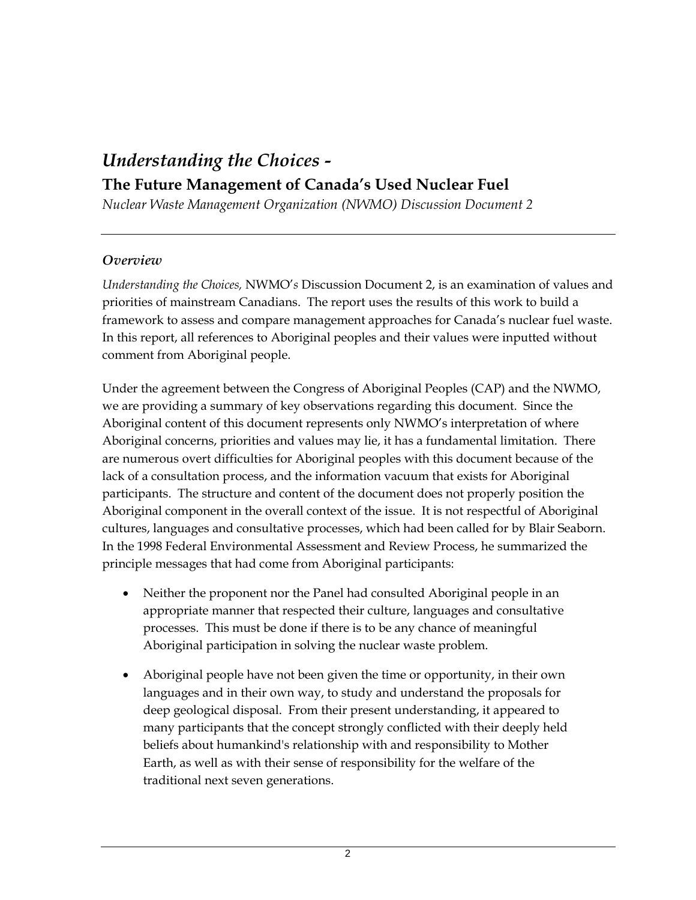# *Understanding the Choices -*

## The Future Management of Canada's Used Nuclear Fuel

*Nuclear Waste Management Organization (NWMO) Discussion Document 2*

---

### *Overview*

*Understanding the Choices,* NWMO'*s* Discussion Document 2, is an examination of values and priorities of mainstream Canadians. The report uses the results of this work to build a framework to assess and compare management approaches for Canada's nuclear fuel waste. In this report, all references to Aboriginal peoples and their values were inputted without comment from Aboriginal people.

Under the agreement between the Congress of Aboriginal Peoples (CAP) and the NWMO, we are providing a summary of key observations regarding this document. Since the Aboriginal content of this document represents only NWMO's interpretation of where Aboriginal concerns, priorities and values may lie, it has a fundamental limitation. There are numerous overt difficulties for Aboriginal peoples with this document because of the lack of a consultation process, and the information vacuum that exists for Aboriginal participants. The structure and content of the document does not properly position the Aboriginal component in the overall context of the issue. It is not respectful of Aboriginal cultures, languages and consultative processes, which had been called for by Blair Seaborn. In the 1998 Federal Environmental Assessment and Review Process, he summarized the principle messages that had come from Aboriginal participants:

- Neither the proponent nor the Panel had consulted Aboriginal people in an appropriate manner that respected their culture, languages and consultative processes. This must be done if there is to be any chance of meaningful Aboriginal participation in solving the nuclear waste problem.

- Aboriginal people have not been given the time or opportunity, in their own languages and in their own way, to study and understand the proposals for deep geological disposal. From their present understanding, it appeared to many participants that the concept strongly conflicted with their deeply held beliefs about humankind's relationship with and responsibility to Mother Earth, as well as with their sense of responsibility for the welfare of the traditional next seven generations.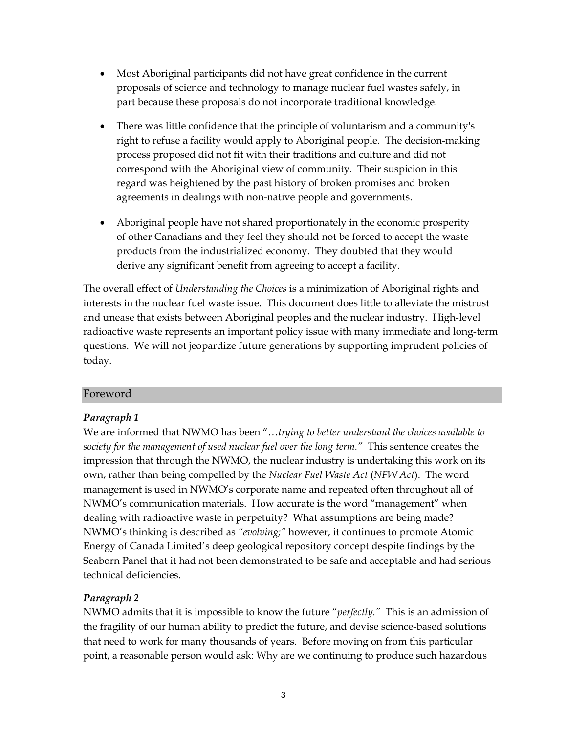- Most Aboriginal participants did not have great confidence in the current proposals of science and technology to manage nuclear fuel wastes safely, in part because these proposals do not incorporate traditional knowledge.

- There was little confidence that the principle of voluntarism and a community's right to refuse a facility would apply to Aboriginal people. The decision-making process proposed did not fit with their traditions and culture and did not correspond with the Aboriginal view of community. Their suspicion in this regard was heightened by the past history of broken promises and broken agreements in dealings with non-native people and governments.

- Aboriginal people have not shared proportionately in the economic prosperity of other Canadians and they feel they should not be forced to accept the waste products from the industrialized economy. They doubted that they would derive any significant benefit from agreeing to accept a facility.

The overall effect of *Understanding the Choices* is a minimization of Aboriginal rights and interests in the nuclear fuel waste issue. This document does little to alleviate the mistrust and unease that exists between Aboriginal peoples and the nuclear industry. High-level radioactive waste represents an important policy issue with many immediate and long-term questions. We will not jeopardize future generations by supporting imprudent policies of today.

## Foreword

***Paragraph 1***

We are informed that NWMO has been "…*trying to better understand the choices available to society for the management of used nuclear fuel over the long term."* This sentence creates the impression that through the NWMO, the nuclear industry is undertaking this work on its own, rather than being compelled by the *Nuclear Fuel Waste Act* (*NFW Act*). The word management is used in NWMO's corporate name and repeated often throughout all of NWMO's communication materials. How accurate is the word "management" when dealing with radioactive waste in perpetuity? What assumptions are being made? NWMO's thinking is described as *"evolving;"* however, it continues to promote Atomic Energy of Canada Limited's deep geological repository concept despite findings by the Seaborn Panel that it had not been demonstrated to be safe and acceptable and had serious technical deficiencies.

***Paragraph 2***

NWMO admits that it is impossible to know the future "*perfectly."* This is an admission of the fragility of our human ability to predict the future, and devise science-based solutions that need to work for many thousands of years. Before moving on from this particular point, a reasonable person would ask: Why are we continuing to produce such hazardous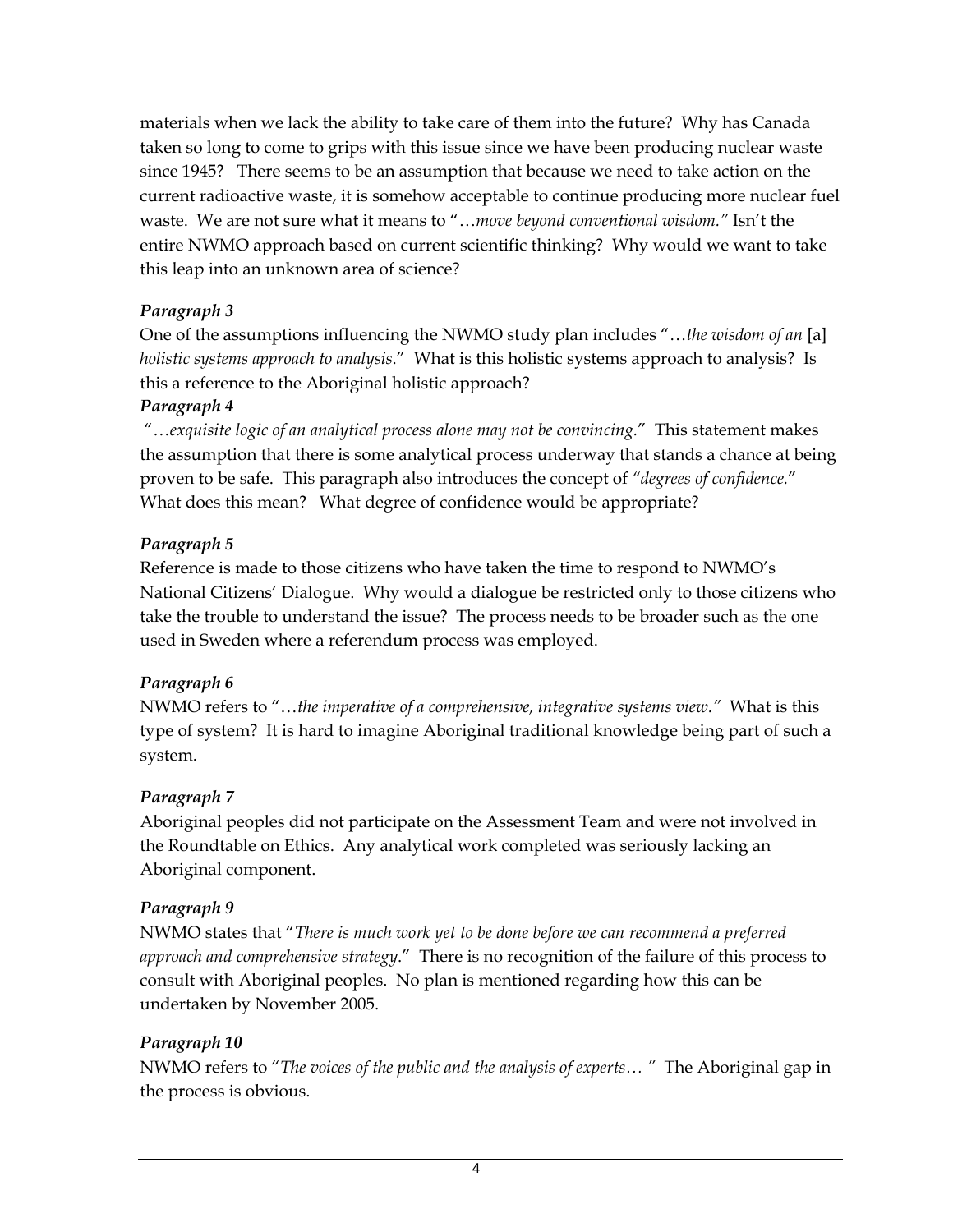materials when we lack the ability to take care of them into the future? Why has Canada taken so long to come to grips with this issue since we have been producing nuclear waste since 1945? There seems to be an assumption that because we need to take action on the current radioactive waste, it is somehow acceptable to continue producing more nuclear fuel waste. We are not sure what it means to "*…move beyond conventional wisdom.*" Isn't the entire NWMO approach based on current scientific thinking? Why would we want to take this leap into an unknown area of science?

### *Paragraph 3*

One of the assumptions influencing the NWMO study plan includes "*…the wisdom of an* [a] *holistic systems approach to analysis*." What is this holistic systems approach to analysis? Is this a reference to the Aboriginal holistic approach?

### *Paragraph 4*

"*…exquisite logic of an analytical process alone may not be convincing*." This statement makes the assumption that there is some analytical process underway that stands a chance at being proven to be safe. This paragraph also introduces the concept of *"degrees of confidence*." What does this mean? What degree of confidence would be appropriate?

### *Paragraph 5*

Reference is made to those citizens who have taken the time to respond to NWMO's National Citizens' Dialogue. Why would a dialogue be restricted only to those citizens who take the trouble to understand the issue? The process needs to be broader such as the one used in Sweden where a referendum process was employed.

### *Paragraph 6*

NWMO refers to "*…the imperative of a comprehensive, integrative systems view.*" What is this type of system? It is hard to imagine Aboriginal traditional knowledge being part of such a system.

### *Paragraph 7*

Aboriginal peoples did not participate on the Assessment Team and were not involved in the Roundtable on Ethics. Any analytical work completed was seriously lacking an Aboriginal component.

### *Paragraph 9*

NWMO states that "*There is much work yet to be done before we can recommend a preferred approach and comprehensive strategy*." There is no recognition of the failure of this process to consult with Aboriginal peoples. No plan is mentioned regarding how this can be undertaken by November 2005.

### *Paragraph 10*

NWMO refers to "*The voices of the public and the analysis of experts… "* The Aboriginal gap in the process is obvious.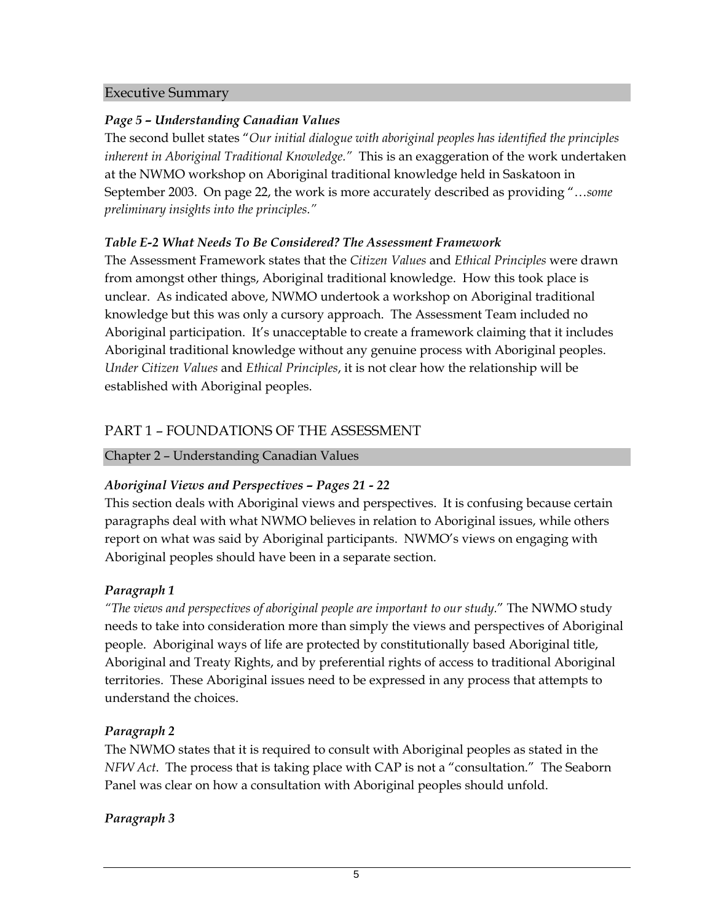## Executive Summary

### *Page 5 – Understanding Canadian Values*

The second bullet states "*Our initial dialogue with aboriginal peoples has identified the principles inherent in Aboriginal Traditional Knowledge.*" This is an exaggeration of the work undertaken at the NWMO workshop on Aboriginal traditional knowledge held in Saskatoon in September 2003. On page 22, the work is more accurately described as providing "…*some preliminary insights into the principles.*"

### *Table E-2 What Needs To Be Considered? The Assessment Framework*

The Assessment Framework states that the *Citizen Values* and *Ethical Principles* were drawn from amongst other things, Aboriginal traditional knowledge. How this took place is unclear. As indicated above, NWMO undertook a workshop on Aboriginal traditional knowledge but this was only a cursory approach. The Assessment Team included no Aboriginal participation. It's unacceptable to create a framework claiming that it includes Aboriginal traditional knowledge without any genuine process with Aboriginal peoples. *Under Citizen Values* and *Ethical Principles*, it is not clear how the relationship will be established with Aboriginal peoples.

# PART 1 – FOUNDATIONS OF THE ASSESSMENT

## Chapter 2 – Understanding Canadian Values

### *Aboriginal Views and Perspectives – Pages 21 - 22*

This section deals with Aboriginal views and perspectives. It is confusing because certain paragraphs deal with what NWMO believes in relation to Aboriginal issues, while others report on what was said by Aboriginal participants. NWMO's views on engaging with Aboriginal peoples should have been in a separate section.

### *Paragraph 1*

*"The views and perspectives of aboriginal people are important to our study.*" The NWMO study needs to take into consideration more than simply the views and perspectives of Aboriginal people. Aboriginal ways of life are protected by constitutionally based Aboriginal title, Aboriginal and Treaty Rights, and by preferential rights of access to traditional Aboriginal territories. These Aboriginal issues need to be expressed in any process that attempts to understand the choices.

### *Paragraph 2*

The NWMO states that it is required to consult with Aboriginal peoples as stated in the *NFW Act*. The process that is taking place with CAP is not a "consultation." The Seaborn Panel was clear on how a consultation with Aboriginal peoples should unfold.

### *Paragraph 3*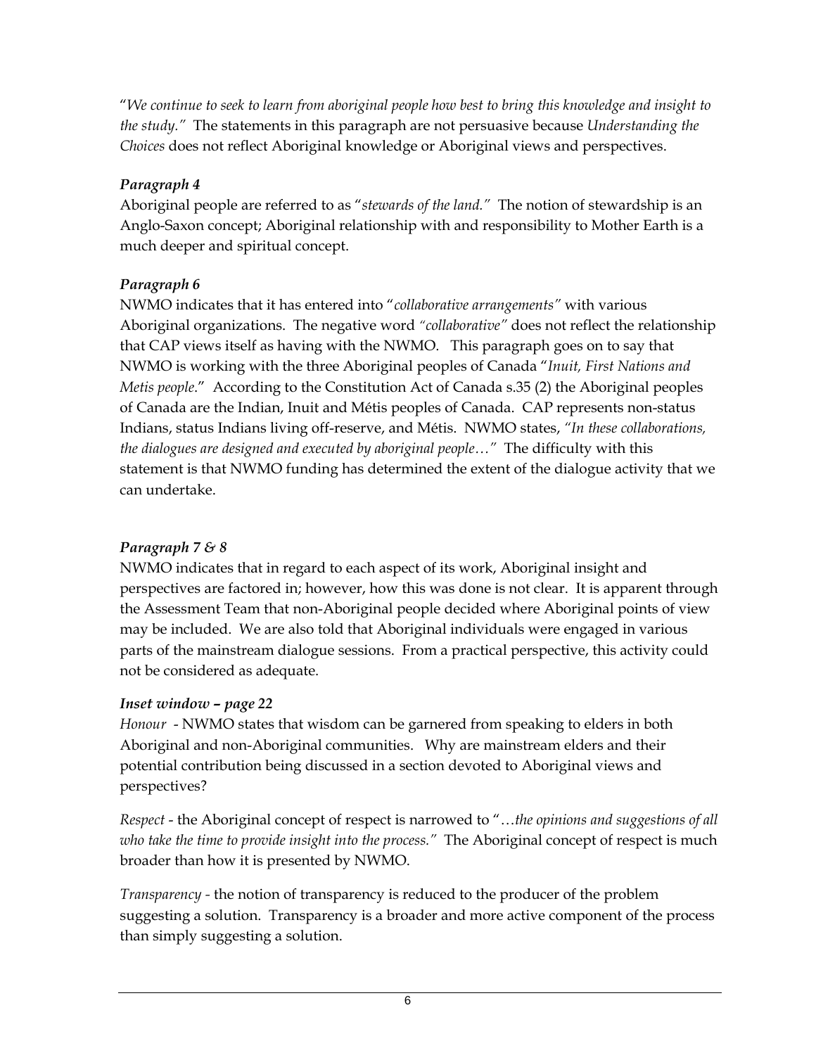"*We continue to seek to learn from aboriginal people how best to bring this knowledge and insight to the study."* The statements in this paragraph are not persuasive because *Understanding the Choices* does not reflect Aboriginal knowledge or Aboriginal views and perspectives.

***Paragraph 4***

Aboriginal people are referred to as "*stewards of the land."* The notion of stewardship is an Anglo-Saxon concept; Aboriginal relationship with and responsibility to Mother Earth is a much deeper and spiritual concept.

***Paragraph 6***

NWMO indicates that it has entered into "*collaborative arrangements"* with various Aboriginal organizations. The negative word *"collaborative"* does not reflect the relationship that CAP views itself as having with the NWMO. This paragraph goes on to say that NWMO is working with the three Aboriginal peoples of Canada "*Inuit, First Nations and Metis people*." According to the Constitution Act of Canada s.35 (2) the Aboriginal peoples of Canada are the Indian, Inuit and Métis peoples of Canada. CAP represents non-status Indians, status Indians living off-reserve, and Métis. NWMO states, "*In these collaborations, the dialogues are designed and executed by aboriginal people…"* The difficulty with this statement is that NWMO funding has determined the extent of the dialogue activity that we can undertake.

***Paragraph 7 & 8***

NWMO indicates that in regard to each aspect of its work, Aboriginal insight and perspectives are factored in; however, how this was done is not clear. It is apparent through the Assessment Team that non-Aboriginal people decided where Aboriginal points of view may be included. We are also told that Aboriginal individuals were engaged in various parts of the mainstream dialogue sessions. From a practical perspective, this activity could not be considered as adequate.

***Inset window – page 22***

*Honour* - NWMO states that wisdom can be garnered from speaking to elders in both Aboriginal and non-Aboriginal communities. Why are mainstream elders and their potential contribution being discussed in a section devoted to Aboriginal views and perspectives?

*Respect* - the Aboriginal concept of respect is narrowed to "*…the opinions and suggestions of all who take the time to provide insight into the process."* The Aboriginal concept of respect is much broader than how it is presented by NWMO.

*Transparency* - the notion of transparency is reduced to the producer of the problem suggesting a solution. Transparency is a broader and more active component of the process than simply suggesting a solution.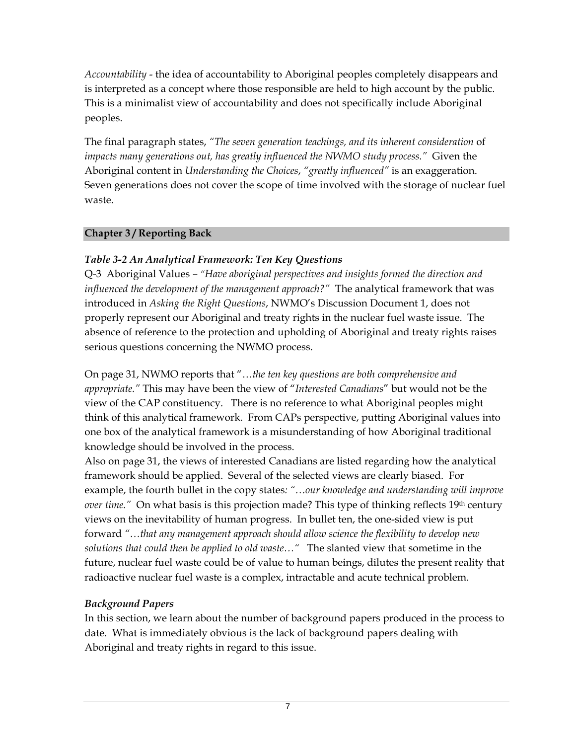*Accountability* - the idea of accountability to Aboriginal peoples completely disappears and is interpreted as a concept where those responsible are held to high account by the public. This is a minimalist view of accountability and does not specifically include Aboriginal peoples.

The final paragraph states, *"The seven generation teachings, and its inherent consideration* of *impacts many generations out, has greatly influenced the NWMO study process."* Given the Aboriginal content in *Understanding the Choices*, *"greatly influenced"* is an exaggeration. Seven generations does not cover the scope of time involved with the storage of nuclear fuel waste.

## Chapter 3 / Reporting Back

### *Table 3-2 An Analytical Framework: Ten Key Questions*

Q-3 Aboriginal Values – *"Have aboriginal perspectives and insights formed the direction and influenced the development of the management approach?"* The analytical framework that was introduced in *Asking the Right Questions*, NWMO's Discussion Document 1, does not properly represent our Aboriginal and treaty rights in the nuclear fuel waste issue. The absence of reference to the protection and upholding of Aboriginal and treaty rights raises serious questions concerning the NWMO process.

On page 31, NWMO reports that "…*the ten key questions are both comprehensive and appropriate."* This may have been the view of "*Interested Canadians*" but would not be the view of the CAP constituency. There is no reference to what Aboriginal peoples might think of this analytical framework. From CAPs perspective, putting Aboriginal values into one box of the analytical framework is a misunderstanding of how Aboriginal traditional knowledge should be involved in the process.

Also on page 31, the views of interested Canadians are listed regarding how the analytical framework should be applied. Several of the selected views are clearly biased. For example, the fourth bullet in the copy states*: "…our knowledge and understanding will improve over time."* On what basis is this projection made? This type of thinking reflects 19th century views on the inevitability of human progress. In bullet ten, the one-sided view is put forward *"…that any management approach should allow science the flexibility to develop new solutions that could then be applied to old waste…"* The slanted view that sometime in the future, nuclear fuel waste could be of value to human beings, dilutes the present reality that radioactive nuclear fuel waste is a complex, intractable and acute technical problem.

### *Background Papers*

In this section, we learn about the number of background papers produced in the process to date. What is immediately obvious is the lack of background papers dealing with Aboriginal and treaty rights in regard to this issue.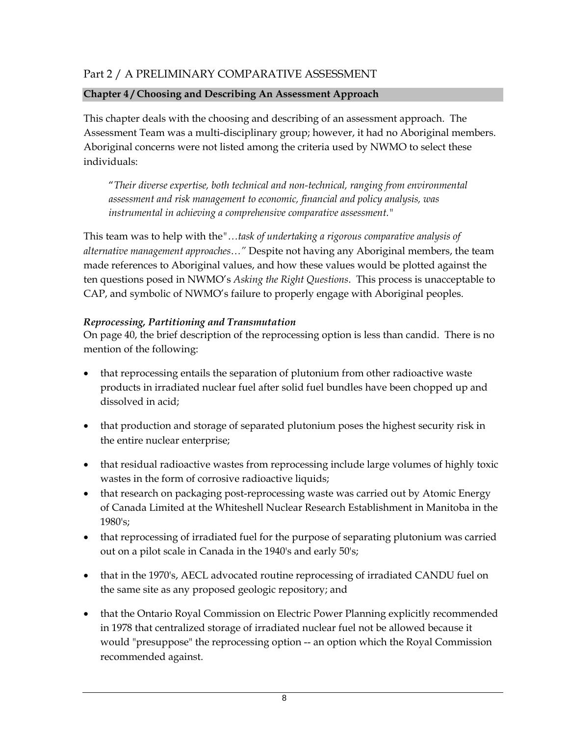## Part 2 / A PRELIMINARY COMPARATIVE ASSESSMENT

### Chapter 4 / Choosing and Describing An Assessment Approach

This chapter deals with the choosing and describing of an assessment approach. The Assessment Team was a multi-disciplinary group; however, it had no Aboriginal members. Aboriginal concerns were not listed among the criteria used by NWMO to select these individuals:

> "*Their diverse expertise, both technical and non-technical, ranging from environmental assessment and risk management to economic, financial and policy analysis, was instrumental in achieving a comprehensive comparative assessment."*

This team was to help with the"*…task of undertaking a rigorous comparative analysis of alternative management approaches…"* Despite not having any Aboriginal members, the team made references to Aboriginal values, and how these values would be plotted against the ten questions posed in NWMO's *Asking the Right Questions*. This process is unacceptable to CAP, and symbolic of NWMO's failure to properly engage with Aboriginal peoples.

***Reprocessing, Partitioning and Transmutation***

On page 40, the brief description of the reprocessing option is less than candid. There is no mention of the following:

- that reprocessing entails the separation of plutonium from other radioactive waste products in irradiated nuclear fuel after solid fuel bundles have been chopped up and dissolved in acid;
- that production and storage of separated plutonium poses the highest security risk in the entire nuclear enterprise;
- that residual radioactive wastes from reprocessing include large volumes of highly toxic wastes in the form of corrosive radioactive liquids;
- that research on packaging post-reprocessing waste was carried out by Atomic Energy of Canada Limited at the Whiteshell Nuclear Research Establishment in Manitoba in the 1980's;
- that reprocessing of irradiated fuel for the purpose of separating plutonium was carried out on a pilot scale in Canada in the 1940's and early 50's;
- that in the 1970's, AECL advocated routine reprocessing of irradiated CANDU fuel on the same site as any proposed geologic repository; and
- that the Ontario Royal Commission on Electric Power Planning explicitly recommended in 1978 that centralized storage of irradiated nuclear fuel not be allowed because it would "presuppose" the reprocessing option -- an option which the Royal Commission recommended against.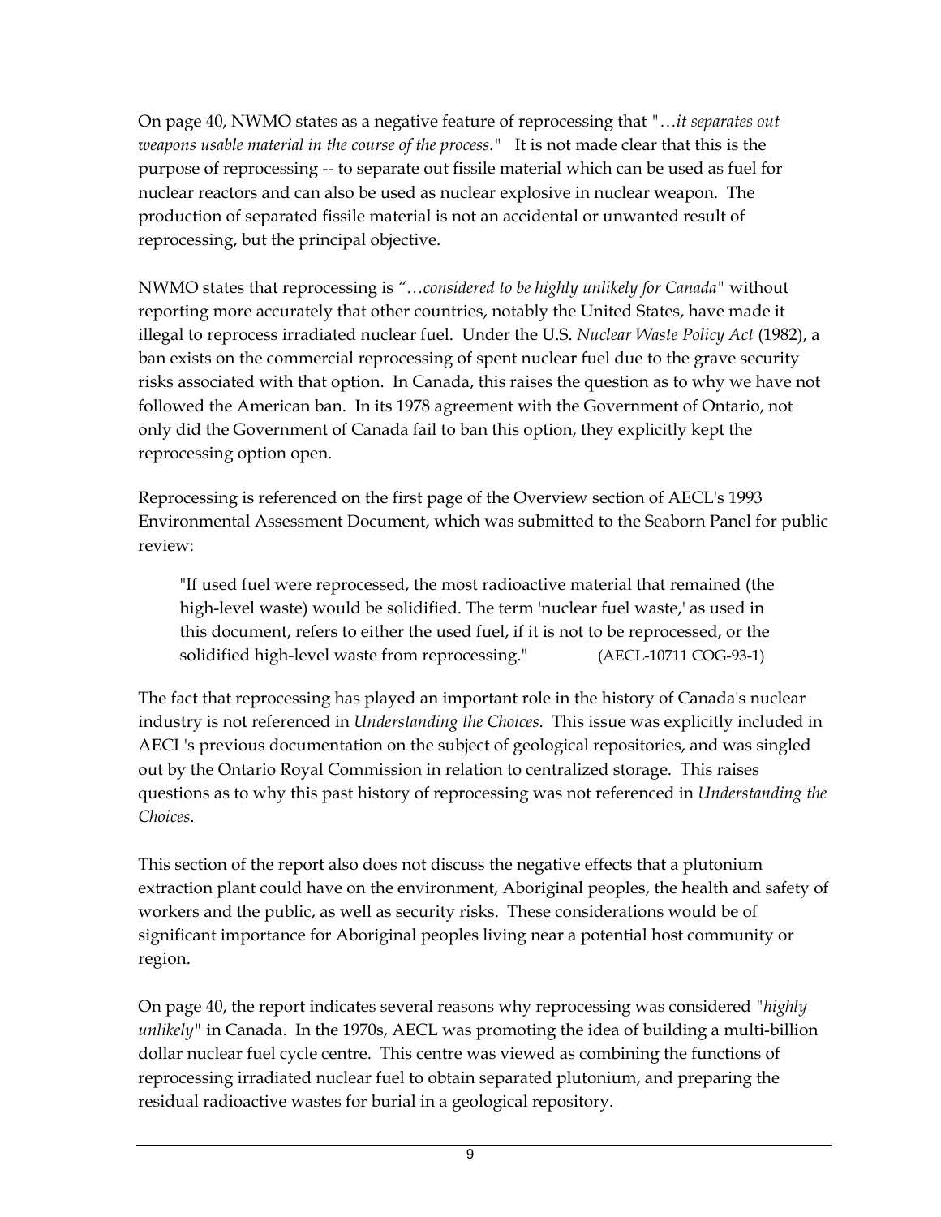On page 40, NWMO states as a negative feature of reprocessing that "*…it separates out weapons usable material in the course of the process.*" It is not made clear that this is the purpose of reprocessing -- to separate out fissile material which can be used as fuel for nuclear reactors and can also be used as nuclear explosive in nuclear weapon. The production of separated fissile material is not an accidental or unwanted result of reprocessing, but the principal objective.

NWMO states that reprocessing is *"…considered to be highly unlikely for Canada"* without reporting more accurately that other countries, notably the United States, have made it illegal to reprocess irradiated nuclear fuel. Under the U.S. *Nuclear Waste Policy Act* (1982), a ban exists on the commercial reprocessing of spent nuclear fuel due to the grave security risks associated with that option. In Canada, this raises the question as to why we have not followed the American ban. In its 1978 agreement with the Government of Ontario, not only did the Government of Canada fail to ban this option, they explicitly kept the reprocessing option open.

Reprocessing is referenced on the first page of the Overview section of AECL's 1993 Environmental Assessment Document, which was submitted to the Seaborn Panel for public review:

> "If used fuel were reprocessed, the most radioactive material that remained (the high-level waste) would be solidified. The term 'nuclear fuel waste,' as used in this document, refers to either the used fuel, if it is not to be reprocessed, or the solidified high-level waste from reprocessing." (AECL-10711 COG-93-1)

The fact that reprocessing has played an important role in the history of Canada's nuclear industry is not referenced in *Understanding the Choices*. This issue was explicitly included in AECL's previous documentation on the subject of geological repositories, and was singled out by the Ontario Royal Commission in relation to centralized storage. This raises questions as to why this past history of reprocessing was not referenced in *Understanding the Choices*.

This section of the report also does not discuss the negative effects that a plutonium extraction plant could have on the environment, Aboriginal peoples, the health and safety of workers and the public, as well as security risks. These considerations would be of significant importance for Aboriginal peoples living near a potential host community or region.

On page 40, the report indicates several reasons why reprocessing was considered "*highly unlikely*" in Canada. In the 1970s, AECL was promoting the idea of building a multi-billion dollar nuclear fuel cycle centre. This centre was viewed as combining the functions of reprocessing irradiated nuclear fuel to obtain separated plutonium, and preparing the residual radioactive wastes for burial in a geological repository.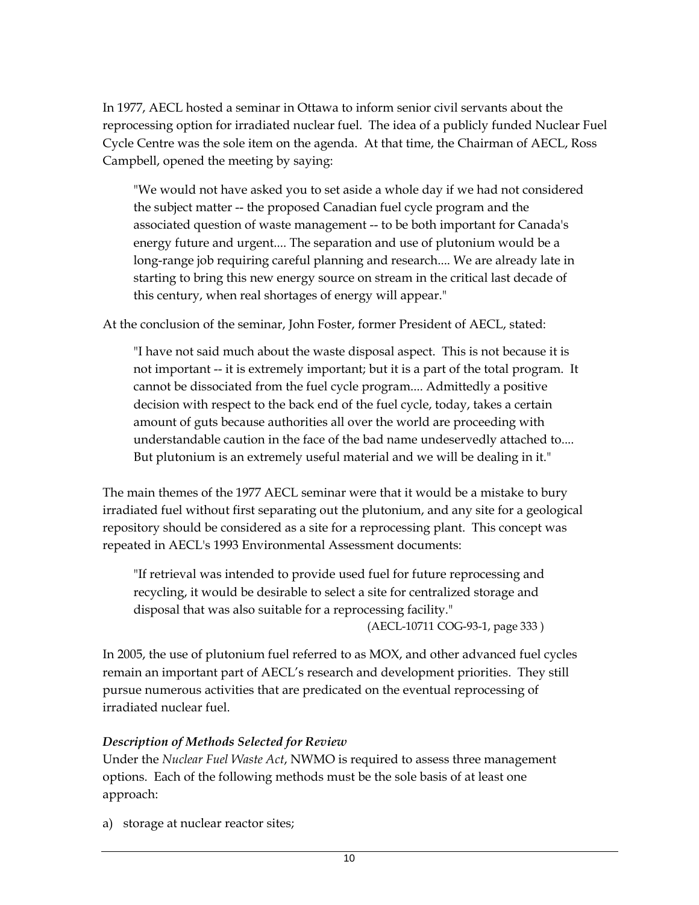In 1977, AECL hosted a seminar in Ottawa to inform senior civil servants about the reprocessing option for irradiated nuclear fuel. The idea of a publicly funded Nuclear Fuel Cycle Centre was the sole item on the agenda. At that time, the Chairman of AECL, Ross Campbell, opened the meeting by saying:

> "We would not have asked you to set aside a whole day if we had not considered the subject matter -- the proposed Canadian fuel cycle program and the associated question of waste management -- to be both important for Canada's energy future and urgent.... The separation and use of plutonium would be a long-range job requiring careful planning and research.... We are already late in starting to bring this new energy source on stream in the critical last decade of this century, when real shortages of energy will appear."

At the conclusion of the seminar, John Foster, former President of AECL, stated:

> "I have not said much about the waste disposal aspect. This is not because it is not important -- it is extremely important; but it is a part of the total program. It cannot be dissociated from the fuel cycle program.... Admittedly a positive decision with respect to the back end of the fuel cycle, today, takes a certain amount of guts because authorities all over the world are proceeding with understandable caution in the face of the bad name undeservedly attached to.... But plutonium is an extremely useful material and we will be dealing in it."

The main themes of the 1977 AECL seminar were that it would be a mistake to bury irradiated fuel without first separating out the plutonium, and any site for a geological repository should be considered as a site for a reprocessing plant. This concept was repeated in AECL's 1993 Environmental Assessment documents:

> "If retrieval was intended to provide used fuel for future reprocessing and recycling, it would be desirable to select a site for centralized storage and disposal that was also suitable for a reprocessing facility."
>
> (AECL-10711 COG-93-1, page 333 )

In 2005, the use of plutonium fuel referred to as MOX, and other advanced fuel cycles remain an important part of AECL's research and development priorities. They still pursue numerous activities that are predicated on the eventual reprocessing of irradiated nuclear fuel.

***Description of Methods Selected for Review***

Under the *Nuclear Fuel Waste Act*, NWMO is required to assess three management options. Each of the following methods must be the sole basis of at least one approach:

a) storage at nuclear reactor sites;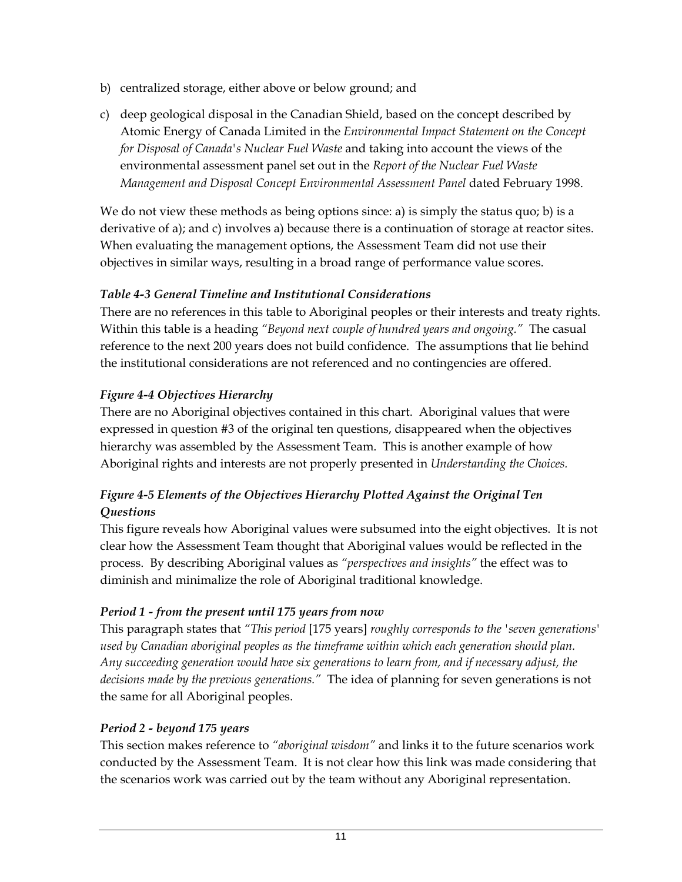b) centralized storage, either above or below ground; and

c) deep geological disposal in the Canadian Shield, based on the concept described by Atomic Energy of Canada Limited in the *Environmental Impact Statement on the Concept for Disposal of Canada's Nuclear Fuel Waste* and taking into account the views of the environmental assessment panel set out in the *Report of the Nuclear Fuel Waste Management and Disposal Concept Environmental Assessment Panel* dated February 1998.

We do not view these methods as being options since: a) is simply the status quo; b) is a derivative of a); and c) involves a) because there is a continuation of storage at reactor sites. When evaluating the management options, the Assessment Team did not use their objectives in similar ways, resulting in a broad range of performance value scores.

***Table 4-3 General Timeline and Institutional Considerations***

There are no references in this table to Aboriginal peoples or their interests and treaty rights. Within this table is a heading *"Beyond next couple of hundred years and ongoing."* The casual reference to the next 200 years does not build confidence. The assumptions that lie behind the institutional considerations are not referenced and no contingencies are offered.

***Figure 4-4 Objectives Hierarchy***

There are no Aboriginal objectives contained in this chart. Aboriginal values that were expressed in question #3 of the original ten questions, disappeared when the objectives hierarchy was assembled by the Assessment Team. This is another example of how Aboriginal rights and interests are not properly presented in *Understanding the Choices.*

***Figure 4-5 Elements of the Objectives Hierarchy Plotted Against the Original Ten Questions***

This figure reveals how Aboriginal values were subsumed into the eight objectives. It is not clear how the Assessment Team thought that Aboriginal values would be reflected in the process. By describing Aboriginal values as *"perspectives and insights"* the effect was to diminish and minimalize the role of Aboriginal traditional knowledge.

***Period 1 - from the present until 175 years from now***

This paragraph states that *"This period* [175 years] *roughly corresponds to the 'seven generations' used by Canadian aboriginal peoples as the timeframe within which each generation should plan. Any succeeding generation would have six generations to learn from, and if necessary adjust, the decisions made by the previous generations."* The idea of planning for seven generations is not the same for all Aboriginal peoples.

***Period 2 - beyond 175 years***

This section makes reference to *"aboriginal wisdom"* and links it to the future scenarios work conducted by the Assessment Team. It is not clear how this link was made considering that the scenarios work was carried out by the team without any Aboriginal representation.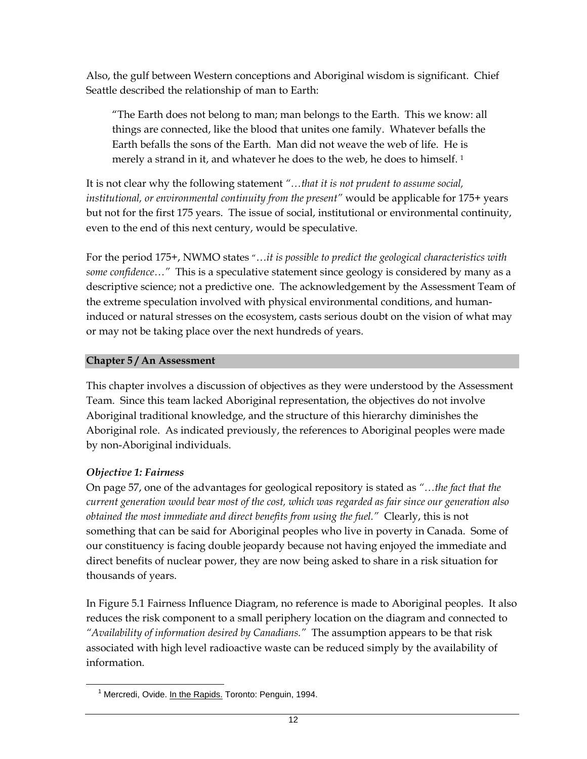Also, the gulf between Western conceptions and Aboriginal wisdom is significant. Chief Seattle described the relationship of man to Earth:

> "The Earth does not belong to man; man belongs to the Earth. This we know: all things are connected, like the blood that unites one family. Whatever befalls the Earth befalls the sons of the Earth. Man did not weave the web of life. He is merely a strand in it, and whatever he does to the web, he does to himself. [1]

It is not clear why the following statement *"…that it is not prudent to assume social, institutional, or environmental continuity from the present"* would be applicable for 175+ years but not for the first 175 years. The issue of social, institutional or environmental continuity, even to the end of this next century, would be speculative.

For the period 175+, NWMO states "*…it is possible to predict the geological characteristics with some confidence…"* This is a speculative statement since geology is considered by many as a descriptive science; not a predictive one. The acknowledgement by the Assessment Team of the extreme speculation involved with physical environmental conditions, and human-induced or natural stresses on the ecosystem, casts serious doubt on the vision of what may or may not be taking place over the next hundreds of years.

## Chapter 5 / An Assessment

This chapter involves a discussion of objectives as they were understood by the Assessment Team. Since this team lacked Aboriginal representation, the objectives do not involve Aboriginal traditional knowledge, and the structure of this hierarchy diminishes the Aboriginal role. As indicated previously, the references to Aboriginal peoples were made by non-Aboriginal individuals.

### *Objective 1: Fairness*

On page 57, one of the advantages for geological repository is stated as *"…the fact that the current generation would bear most of the cost, which was regarded as fair since our generation also obtained the most immediate and direct benefits from using the fuel."* Clearly, this is not something that can be said for Aboriginal peoples who live in poverty in Canada. Some of our constituency is facing double jeopardy because not having enjoyed the immediate and direct benefits of nuclear power, they are now being asked to share in a risk situation for thousands of years.

In Figure 5.1 Fairness Influence Diagram, no reference is made to Aboriginal peoples. It also reduces the risk component to a small periphery location on the diagram and connected to *"Availability of information desired by Canadians."* The assumption appears to be that risk associated with high level radioactive waste can be reduced simply by the availability of information.

---

[1] Mercredi, Ovide. In the Rapids. Toronto: Penguin, 1994.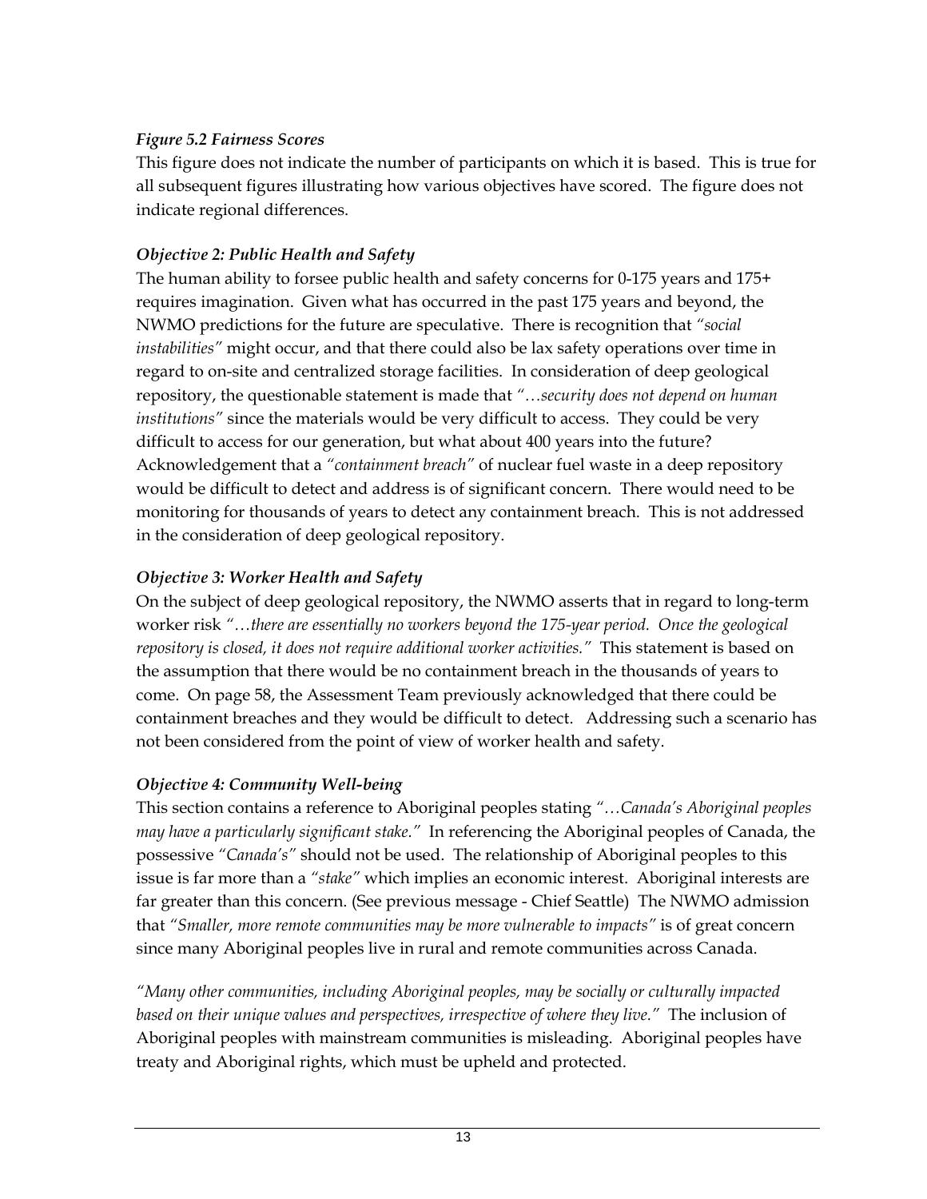***Figure 5.2 Fairness Scores***

This figure does not indicate the number of participants on which it is based. This is true for all subsequent figures illustrating how various objectives have scored. The figure does not indicate regional differences.

***Objective 2: Public Health and Safety***

The human ability to forsee public health and safety concerns for 0-175 years and 175+ requires imagination. Given what has occurred in the past 175 years and beyond, the NWMO predictions for the future are speculative. There is recognition that *"social instabilities"* might occur, and that there could also be lax safety operations over time in regard to on-site and centralized storage facilities. In consideration of deep geological repository, the questionable statement is made that *"…security does not depend on human institutions"* since the materials would be very difficult to access. They could be very difficult to access for our generation, but what about 400 years into the future? Acknowledgement that a *"containment breach"* of nuclear fuel waste in a deep repository would be difficult to detect and address is of significant concern. There would need to be monitoring for thousands of years to detect any containment breach. This is not addressed in the consideration of deep geological repository.

***Objective 3: Worker Health and Safety***

On the subject of deep geological repository, the NWMO asserts that in regard to long-term worker risk *"…there are essentially no workers beyond the 175-year period. Once the geological repository is closed, it does not require additional worker activities."* This statement is based on the assumption that there would be no containment breach in the thousands of years to come. On page 58, the Assessment Team previously acknowledged that there could be containment breaches and they would be difficult to detect. Addressing such a scenario has not been considered from the point of view of worker health and safety.

***Objective 4: Community Well-being***

This section contains a reference to Aboriginal peoples stating *"…Canada's Aboriginal peoples may have a particularly significant stake."* In referencing the Aboriginal peoples of Canada, the possessive *"Canada's"* should not be used. The relationship of Aboriginal peoples to this issue is far more than a *"stake"* which implies an economic interest. Aboriginal interests are far greater than this concern. (See previous message - Chief Seattle) The NWMO admission that *"Smaller, more remote communities may be more vulnerable to impacts"* is of great concern since many Aboriginal peoples live in rural and remote communities across Canada.

*"Many other communities, including Aboriginal peoples, may be socially or culturally impacted based on their unique values and perspectives, irrespective of where they live."* The inclusion of Aboriginal peoples with mainstream communities is misleading. Aboriginal peoples have treaty and Aboriginal rights, which must be upheld and protected.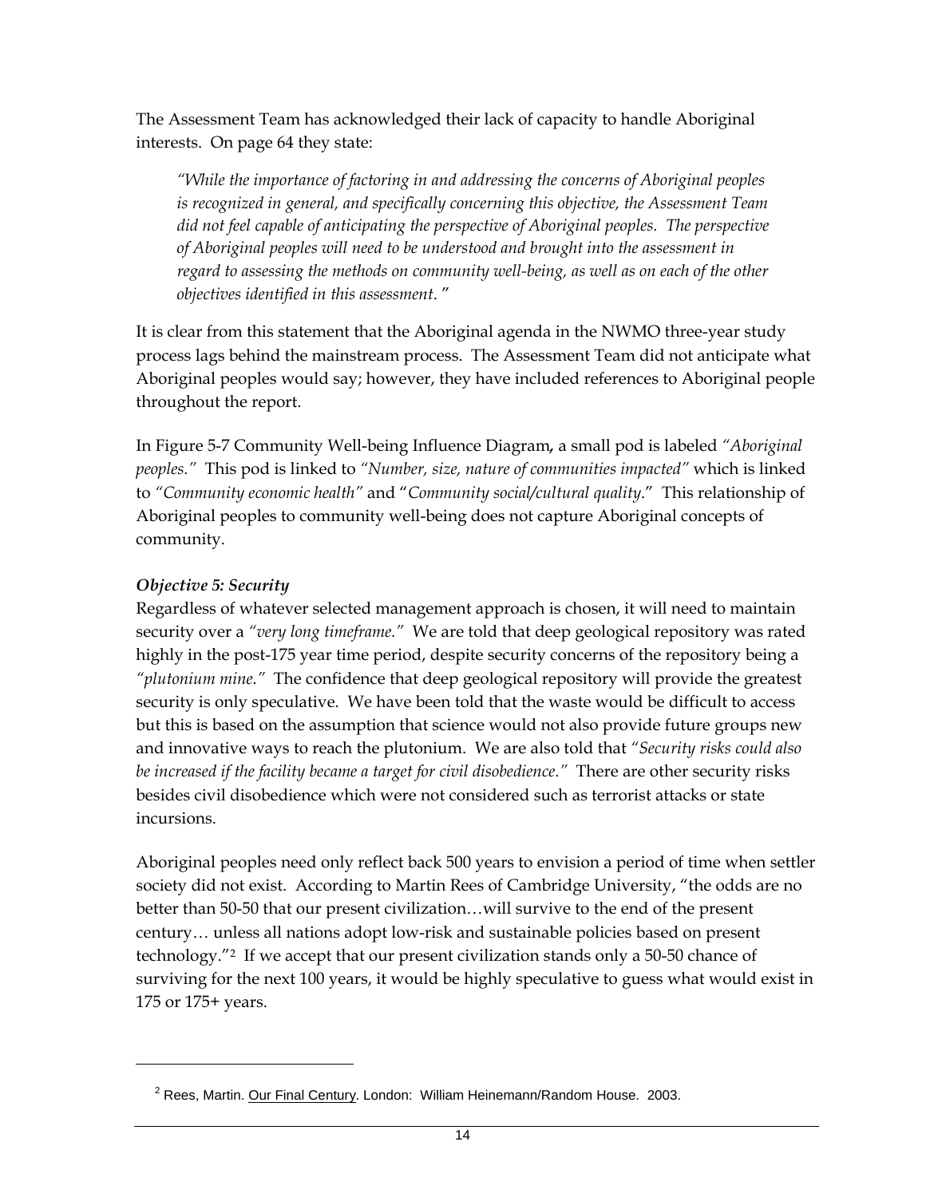The Assessment Team has acknowledged their lack of capacity to handle Aboriginal interests. On page 64 they state:

> *"While the importance of factoring in and addressing the concerns of Aboriginal peoples is recognized in general, and specifically concerning this objective, the Assessment Team did not feel capable of anticipating the perspective of Aboriginal peoples. The perspective of Aboriginal peoples will need to be understood and brought into the assessment in regard to assessing the methods on community well-being, as well as on each of the other objectives identified in this assessment."*

It is clear from this statement that the Aboriginal agenda in the NWMO three-year study process lags behind the mainstream process. The Assessment Team did not anticipate what Aboriginal peoples would say; however, they have included references to Aboriginal people throughout the report.

In Figure 5-7 Community Well-being Influence Diagram**,** a small pod is labeled *"Aboriginal peoples."* This pod is linked to *"Number, size, nature of communities impacted"* which is linked to *"Community economic health"* and "*Community social/cultural quality*." This relationship of Aboriginal peoples to community well-being does not capture Aboriginal concepts of community.

***Objective 5: Security***

Regardless of whatever selected management approach is chosen, it will need to maintain security over a *"very long timeframe."* We are told that deep geological repository was rated highly in the post-175 year time period, despite security concerns of the repository being a *"plutonium mine."* The confidence that deep geological repository will provide the greatest security is only speculative. We have been told that the waste would be difficult to access but this is based on the assumption that science would not also provide future groups new and innovative ways to reach the plutonium. We are also told that *"Security risks could also be increased if the facility became a target for civil disobedience."* There are other security risks besides civil disobedience which were not considered such as terrorist attacks or state incursions.

Aboriginal peoples need only reflect back 500 years to envision a period of time when settler society did not exist. According to Martin Rees of Cambridge University, "the odds are no better than 50-50 that our present civilization…will survive to the end of the present century… unless all nations adopt low-risk and sustainable policies based on present technology."[2] If we accept that our present civilization stands only a 50-50 chance of surviving for the next 100 years, it would be highly speculative to guess what would exist in 175 or 175+ years.

---

[2] Rees, Martin. Our Final Century. London: William Heinemann/Random House. 2003.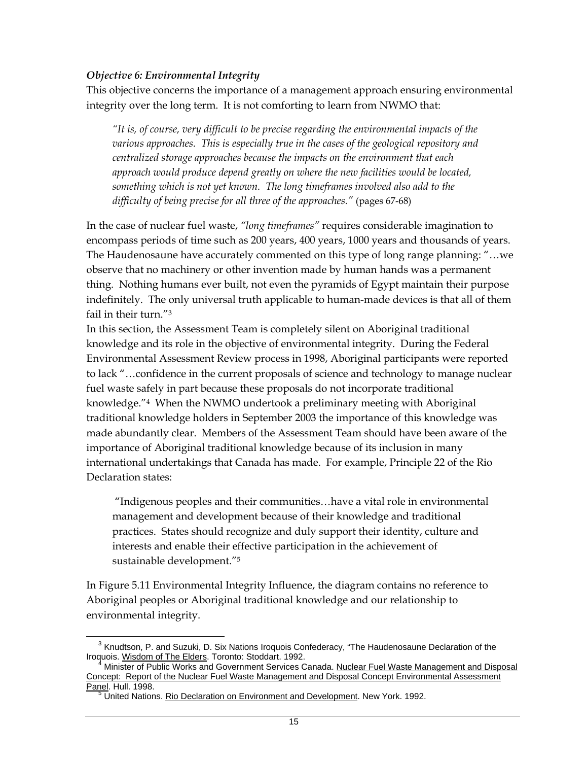***Objective 6: Environmental Integrity***

This objective concerns the importance of a management approach ensuring environmental integrity over the long term. It is not comforting to learn from NWMO that:

> *"It is, of course, very difficult to be precise regarding the environmental impacts of the various approaches. This is especially true in the cases of the geological repository and centralized storage approaches because the impacts on the environment that each approach would produce depend greatly on where the new facilities would be located, something which is not yet known. The long timeframes involved also add to the difficulty of being precise for all three of the approaches."* (pages 67-68)

In the case of nuclear fuel waste, *"long timeframes"* requires considerable imagination to encompass periods of time such as 200 years, 400 years, 1000 years and thousands of years. The Haudenosaune have accurately commented on this type of long range planning: "…we observe that no machinery or other invention made by human hands was a permanent thing. Nothing humans ever built, not even the pyramids of Egypt maintain their purpose indefinitely. The only universal truth applicable to human-made devices is that all of them fail in their turn."[3]

In this section, the Assessment Team is completely silent on Aboriginal traditional knowledge and its role in the objective of environmental integrity. During the Federal Environmental Assessment Review process in 1998, Aboriginal participants were reported to lack "…confidence in the current proposals of science and technology to manage nuclear fuel waste safely in part because these proposals do not incorporate traditional knowledge."[4] When the NWMO undertook a preliminary meeting with Aboriginal traditional knowledge holders in September 2003 the importance of this knowledge was made abundantly clear. Members of the Assessment Team should have been aware of the importance of Aboriginal traditional knowledge because of its inclusion in many international undertakings that Canada has made. For example, Principle 22 of the Rio Declaration states:

> "Indigenous peoples and their communities…have a vital role in environmental management and development because of their knowledge and traditional practices. States should recognize and duly support their identity, culture and interests and enable their effective participation in the achievement of sustainable development."[5]

In Figure 5.11 Environmental Integrity Influence, the diagram contains no reference to Aboriginal peoples or Aboriginal traditional knowledge and our relationship to environmental integrity.

---

[3] Knudtson, P. and Suzuki, D. Six Nations Iroquois Confederacy, "The Haudenosaune Declaration of the Iroquois. Wisdom of The Elders. Toronto: Stoddart. 1992.

[4] Minister of Public Works and Government Services Canada. Nuclear Fuel Waste Management and Disposal Concept: Report of the Nuclear Fuel Waste Management and Disposal Concept Environmental Assessment Panel. Hull. 1998.

[5] United Nations. Rio Declaration on Environment and Development. New York. 1992.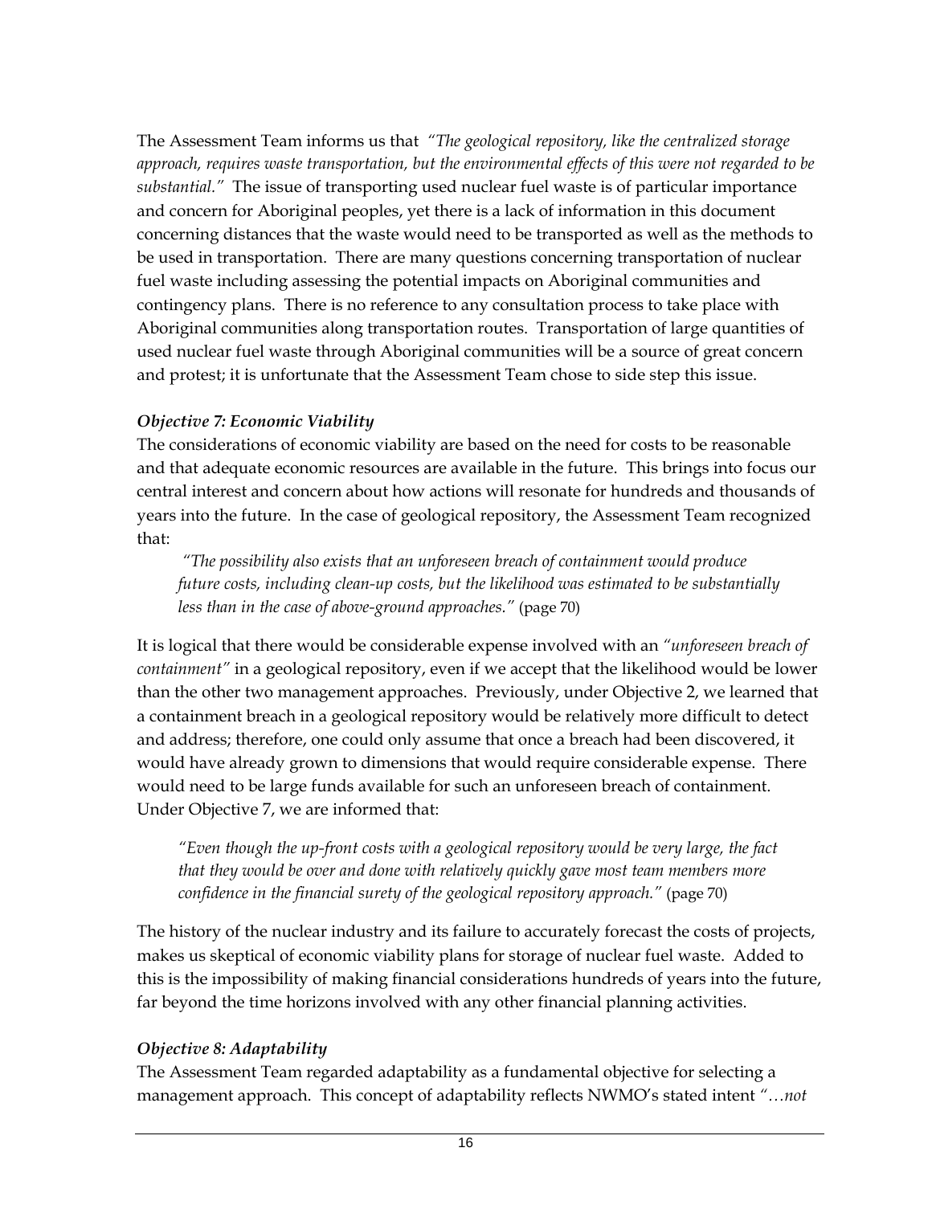The Assessment Team informs us that *"The geological repository, like the centralized storage approach, requires waste transportation, but the environmental effects of this were not regarded to be substantial."* The issue of transporting used nuclear fuel waste is of particular importance and concern for Aboriginal peoples, yet there is a lack of information in this document concerning distances that the waste would need to be transported as well as the methods to be used in transportation. There are many questions concerning transportation of nuclear fuel waste including assessing the potential impacts on Aboriginal communities and contingency plans. There is no reference to any consultation process to take place with Aboriginal communities along transportation routes. Transportation of large quantities of used nuclear fuel waste through Aboriginal communities will be a source of great concern and protest; it is unfortunate that the Assessment Team chose to side step this issue.

***Objective 7: Economic Viability***

The considerations of economic viability are based on the need for costs to be reasonable and that adequate economic resources are available in the future. This brings into focus our central interest and concern about how actions will resonate for hundreds and thousands of years into the future. In the case of geological repository, the Assessment Team recognized that:

> *"The possibility also exists that an unforeseen breach of containment would produce future costs, including clean-up costs, but the likelihood was estimated to be substantially less than in the case of above-ground approaches."* (page 70)

It is logical that there would be considerable expense involved with an *"unforeseen breach of containment"* in a geological repository, even if we accept that the likelihood would be lower than the other two management approaches. Previously, under Objective 2, we learned that a containment breach in a geological repository would be relatively more difficult to detect and address; therefore, one could only assume that once a breach had been discovered, it would have already grown to dimensions that would require considerable expense. There would need to be large funds available for such an unforeseen breach of containment. Under Objective 7, we are informed that:

> *"Even though the up-front costs with a geological repository would be very large, the fact that they would be over and done with relatively quickly gave most team members more confidence in the financial surety of the geological repository approach."* (page 70)

The history of the nuclear industry and its failure to accurately forecast the costs of projects, makes us skeptical of economic viability plans for storage of nuclear fuel waste. Added to this is the impossibility of making financial considerations hundreds of years into the future, far beyond the time horizons involved with any other financial planning activities.

***Objective 8: Adaptability***

The Assessment Team regarded adaptability as a fundamental objective for selecting a management approach. This concept of adaptability reflects NWMO's stated intent *"…not*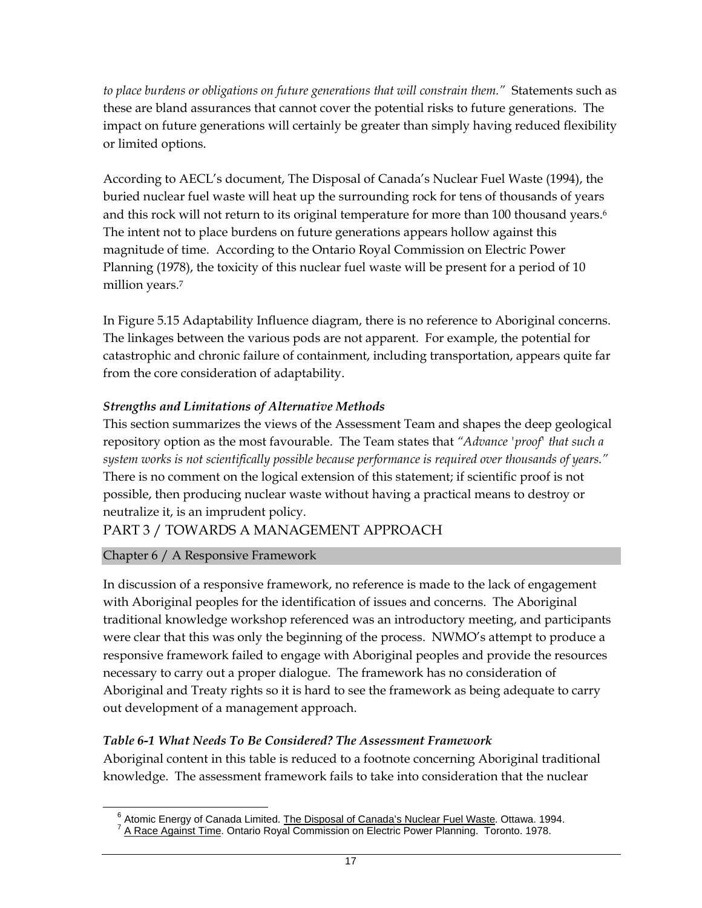*to place burdens or obligations on future generations that will constrain them."* Statements such as these are bland assurances that cannot cover the potential risks to future generations. The impact on future generations will certainly be greater than simply having reduced flexibility or limited options.

According to AECL's document, The Disposal of Canada's Nuclear Fuel Waste (1994), the buried nuclear fuel waste will heat up the surrounding rock for tens of thousands of years and this rock will not return to its original temperature for more than 100 thousand years.[6] The intent not to place burdens on future generations appears hollow against this magnitude of time. According to the Ontario Royal Commission on Electric Power Planning (1978), the toxicity of this nuclear fuel waste will be present for a period of 10 million years.[7]

In Figure 5.15 Adaptability Influence diagram, there is no reference to Aboriginal concerns. The linkages between the various pods are not apparent. For example, the potential for catastrophic and chronic failure of containment, including transportation, appears quite far from the core consideration of adaptability.

***Strengths and Limitations of Alternative Methods***

This section summarizes the views of the Assessment Team and shapes the deep geological repository option as the most favourable. The Team states that *"Advance 'proof' that such a system works is not scientifically possible because performance is required over thousands of years."* There is no comment on the logical extension of this statement; if scientific proof is not possible, then producing nuclear waste without having a practical means to destroy or neutralize it, is an imprudent policy.

# PART 3 / TOWARDS A MANAGEMENT APPROACH

## Chapter 6 / A Responsive Framework

In discussion of a responsive framework, no reference is made to the lack of engagement with Aboriginal peoples for the identification of issues and concerns. The Aboriginal traditional knowledge workshop referenced was an introductory meeting, and participants were clear that this was only the beginning of the process. NWMO's attempt to produce a responsive framework failed to engage with Aboriginal peoples and provide the resources necessary to carry out a proper dialogue. The framework has no consideration of Aboriginal and Treaty rights so it is hard to see the framework as being adequate to carry out development of a management approach.

***Table 6-1 What Needs To Be Considered? The Assessment Framework***

Aboriginal content in this table is reduced to a footnote concerning Aboriginal traditional knowledge. The assessment framework fails to take into consideration that the nuclear

---

[6] Atomic Energy of Canada Limited. The Disposal of Canada's Nuclear Fuel Waste. Ottawa. 1994.

[7] A Race Against Time. Ontario Royal Commission on Electric Power Planning. Toronto. 1978.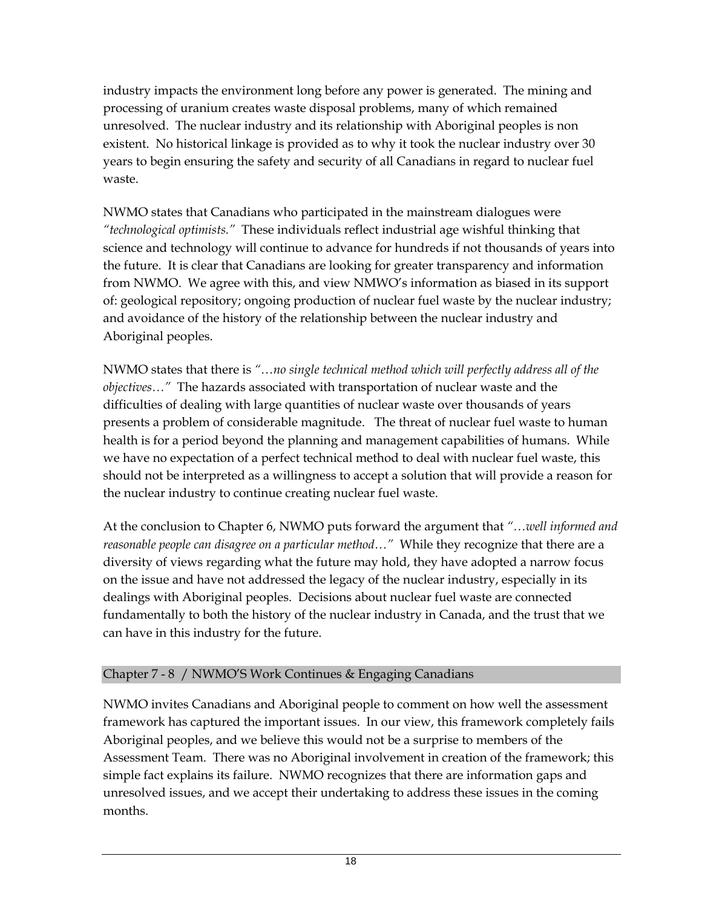industry impacts the environment long before any power is generated. The mining and processing of uranium creates waste disposal problems, many of which remained unresolved. The nuclear industry and its relationship with Aboriginal peoples is non existent. No historical linkage is provided as to why it took the nuclear industry over 30 years to begin ensuring the safety and security of all Canadians in regard to nuclear fuel waste.

NWMO states that Canadians who participated in the mainstream dialogues were *"technological optimists."* These individuals reflect industrial age wishful thinking that science and technology will continue to advance for hundreds if not thousands of years into the future. It is clear that Canadians are looking for greater transparency and information from NWMO. We agree with this, and view NMWO's information as biased in its support of: geological repository; ongoing production of nuclear fuel waste by the nuclear industry; and avoidance of the history of the relationship between the nuclear industry and Aboriginal peoples.

NWMO states that there is *"…no single technical method which will perfectly address all of the objectives…"* The hazards associated with transportation of nuclear waste and the difficulties of dealing with large quantities of nuclear waste over thousands of years presents a problem of considerable magnitude. The threat of nuclear fuel waste to human health is for a period beyond the planning and management capabilities of humans. While we have no expectation of a perfect technical method to deal with nuclear fuel waste, this should not be interpreted as a willingness to accept a solution that will provide a reason for the nuclear industry to continue creating nuclear fuel waste.

At the conclusion to Chapter 6, NWMO puts forward the argument that *"…well informed and reasonable people can disagree on a particular method…"* While they recognize that there are a diversity of views regarding what the future may hold, they have adopted a narrow focus on the issue and have not addressed the legacy of the nuclear industry, especially in its dealings with Aboriginal peoples. Decisions about nuclear fuel waste are connected fundamentally to both the history of the nuclear industry in Canada, and the trust that we can have in this industry for the future.

## Chapter 7 - 8 / NWMO'S Work Continues & Engaging Canadians

NWMO invites Canadians and Aboriginal people to comment on how well the assessment framework has captured the important issues. In our view, this framework completely fails Aboriginal peoples, and we believe this would not be a surprise to members of the Assessment Team. There was no Aboriginal involvement in creation of the framework; this simple fact explains its failure. NWMO recognizes that there are information gaps and unresolved issues, and we accept their undertaking to address these issues in the coming months.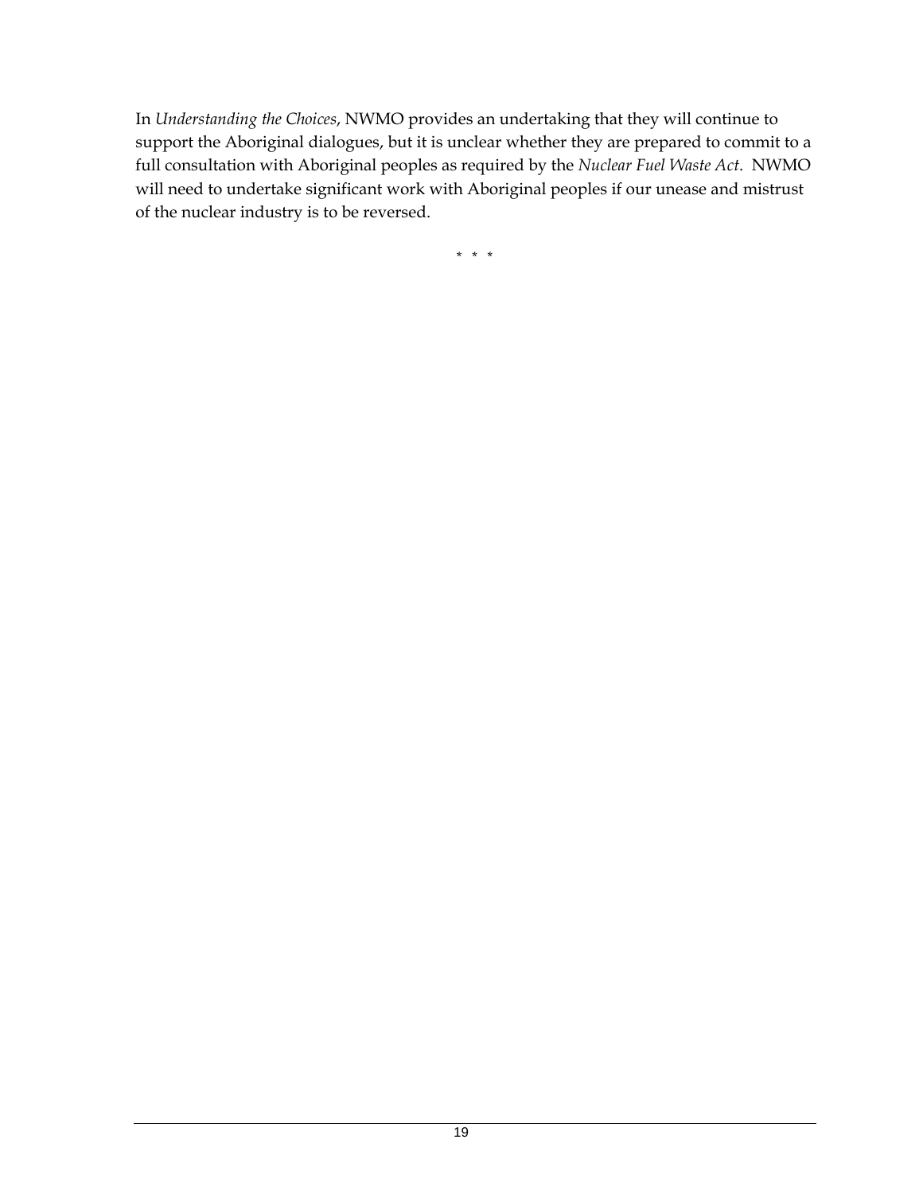In *Understanding the Choices*, NWMO provides an undertaking that they will continue to support the Aboriginal dialogues, but it is unclear whether they are prepared to commit to a full consultation with Aboriginal peoples as required by the *Nuclear Fuel Waste Act*. NWMO will need to undertake significant work with Aboriginal peoples if our unease and mistrust of the nuclear industry is to be reversed.

* * *